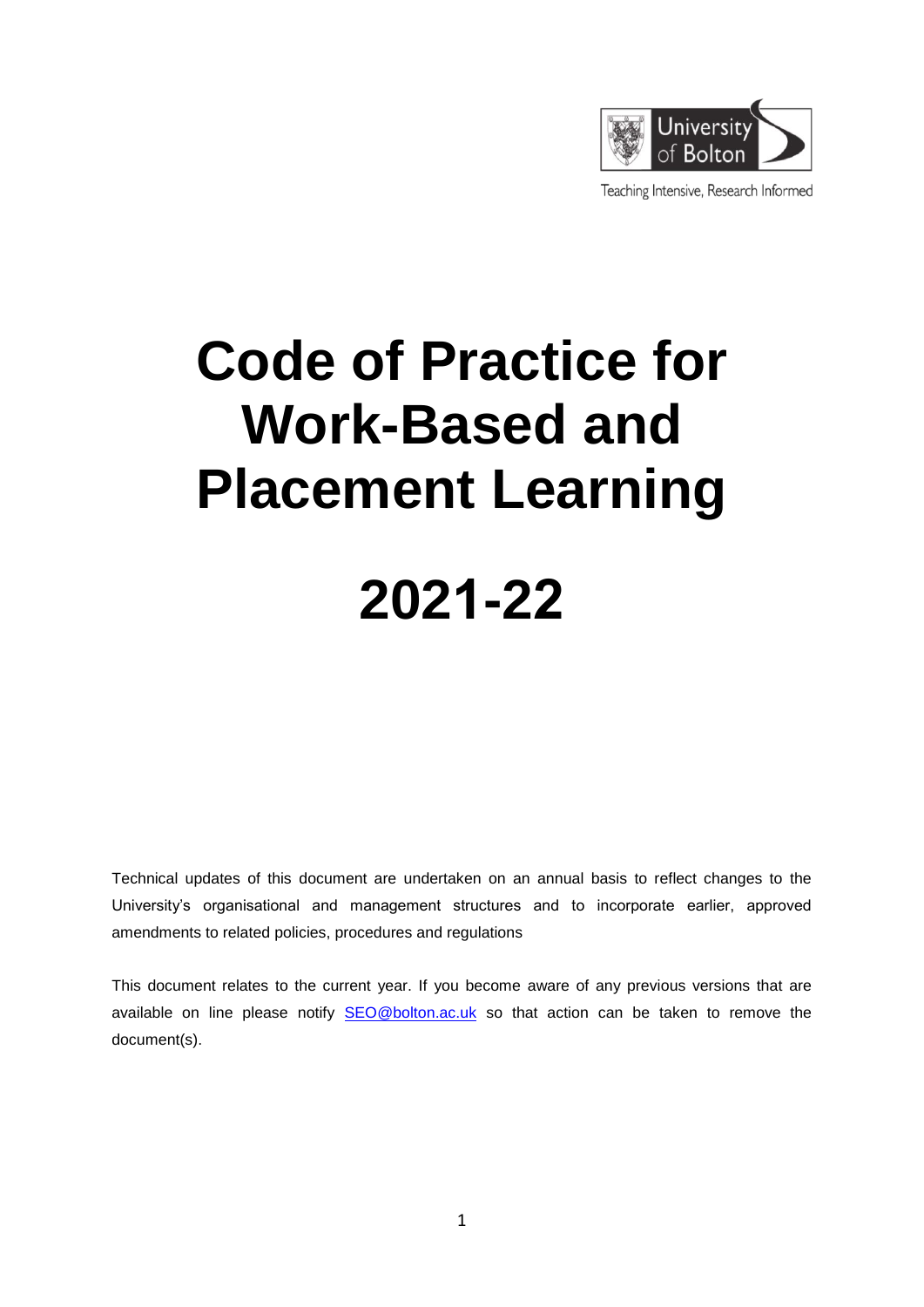University of Bolton

Teaching Intensive, Research Informed

# Code of Practice for Work-Based and Placement Learning

# 2021-22

Technical updates of this document are undertaken on an annual basis to reflect changes to the University's organisational and management structures and to incorporate earlier, approved amendments to related policies, procedures and regulations

This document relates to the current year. If you become aware of any previous versions that are available on line please notify SEO@bolton.ac.uk so that action can be taken to remove the document(s).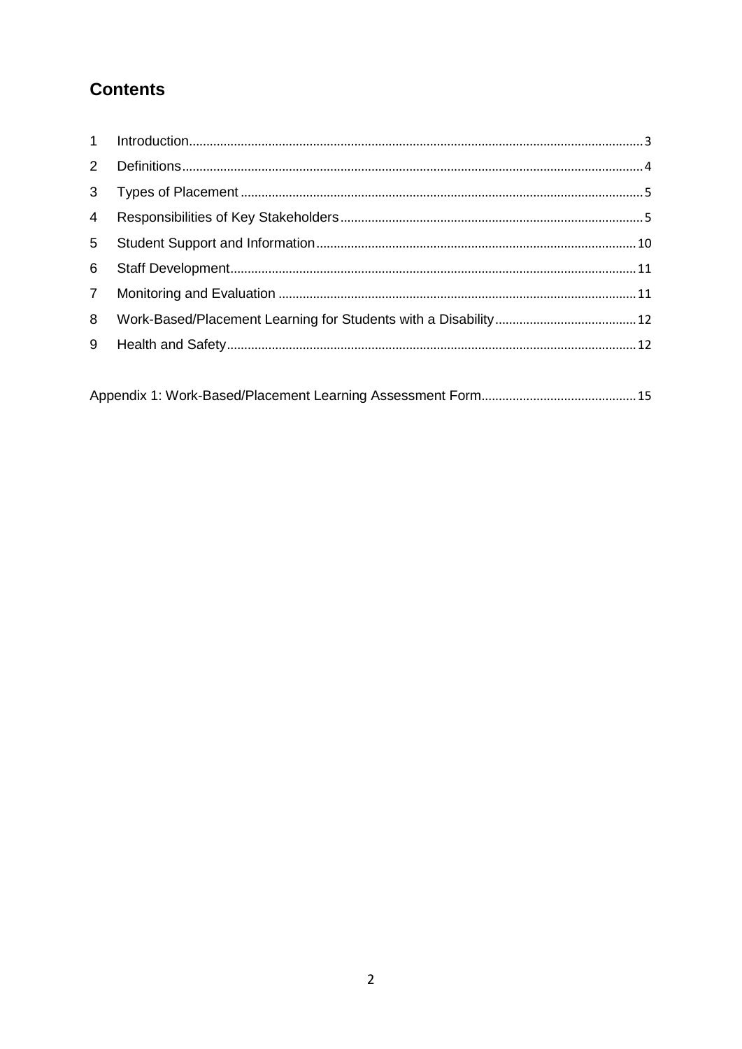## Contents

1 Introduction........................................................................................................................3
2 Definitions..........................................................................................................................4
3 Types of Placement ............................................................................................................5
4 Responsibilities of Key Stakeholders...................................................................................5
5 Student Support and Information......................................................................................10
6 Staff Development.............................................................................................................11
7 Monitoring and Evaluation ...............................................................................................11
8 Work-Based/Placement Learning for Students with a Disability........................................12
9 Health and Safety..............................................................................................................12

Appendix 1: Work-Based/Placement Learning Assessment Form..........................................15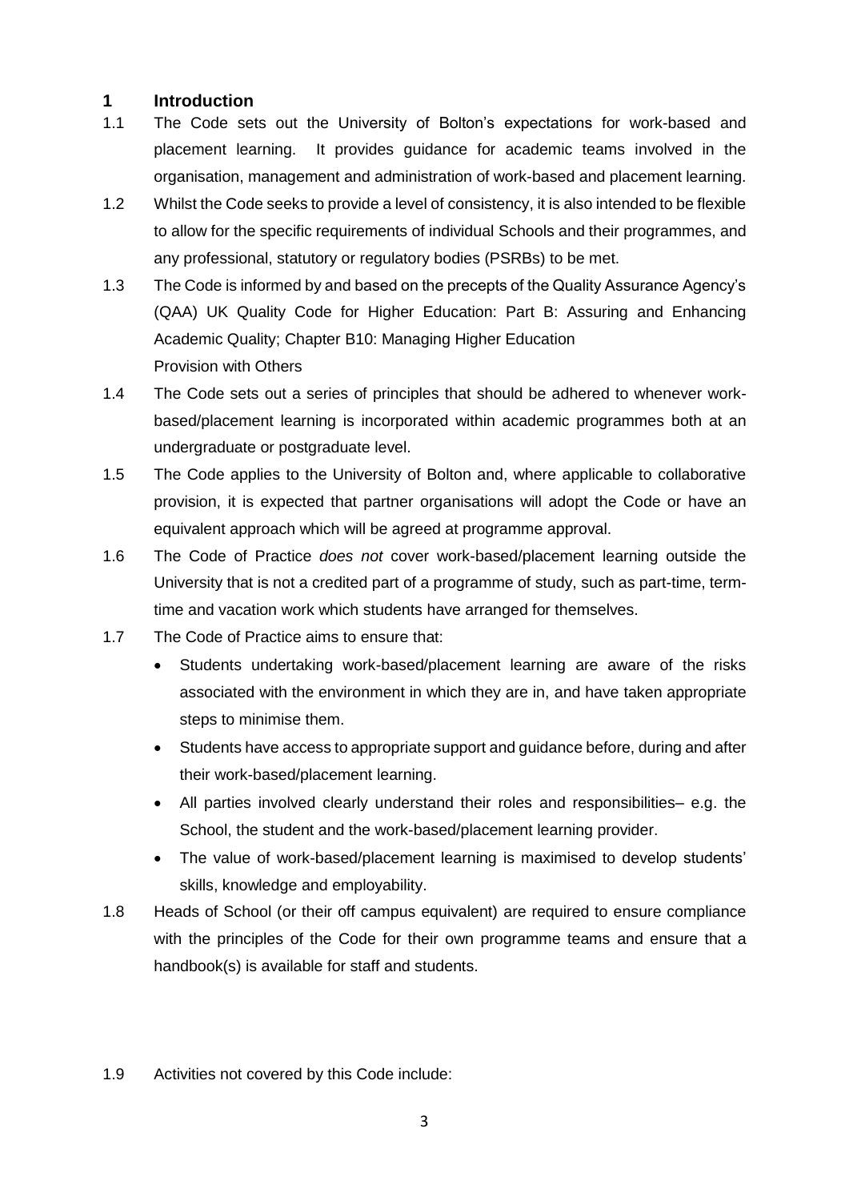## 1 Introduction

1.1 The Code sets out the University of Bolton's expectations for work-based and placement learning. It provides guidance for academic teams involved in the organisation, management and administration of work-based and placement learning.

1.2 Whilst the Code seeks to provide a level of consistency, it is also intended to be flexible to allow for the specific requirements of individual Schools and their programmes, and any professional, statutory or regulatory bodies (PSRBs) to be met.

1.3 The Code is informed by and based on the precepts of the Quality Assurance Agency's (QAA) UK Quality Code for Higher Education: Part B: Assuring and Enhancing Academic Quality; Chapter B10: Managing Higher Education Provision with Others

1.4 The Code sets out a series of principles that should be adhered to whenever work-based/placement learning is incorporated within academic programmes both at an undergraduate or postgraduate level.

1.5 The Code applies to the University of Bolton and, where applicable to collaborative provision, it is expected that partner organisations will adopt the Code or have an equivalent approach which will be agreed at programme approval.

1.6 The Code of Practice *does not* cover work-based/placement learning outside the University that is not a credited part of a programme of study, such as part-time, term-time and vacation work which students have arranged for themselves.

1.7 The Code of Practice aims to ensure that:

- Students undertaking work-based/placement learning are aware of the risks associated with the environment in which they are in, and have taken appropriate steps to minimise them.
- Students have access to appropriate support and guidance before, during and after their work-based/placement learning.
- All parties involved clearly understand their roles and responsibilities– e.g. the School, the student and the work-based/placement learning provider.
- The value of work-based/placement learning is maximised to develop students' skills, knowledge and employability.

1.8 Heads of School (or their off campus equivalent) are required to ensure compliance with the principles of the Code for their own programme teams and ensure that a handbook(s) is available for staff and students.

1.9 Activities not covered by this Code include: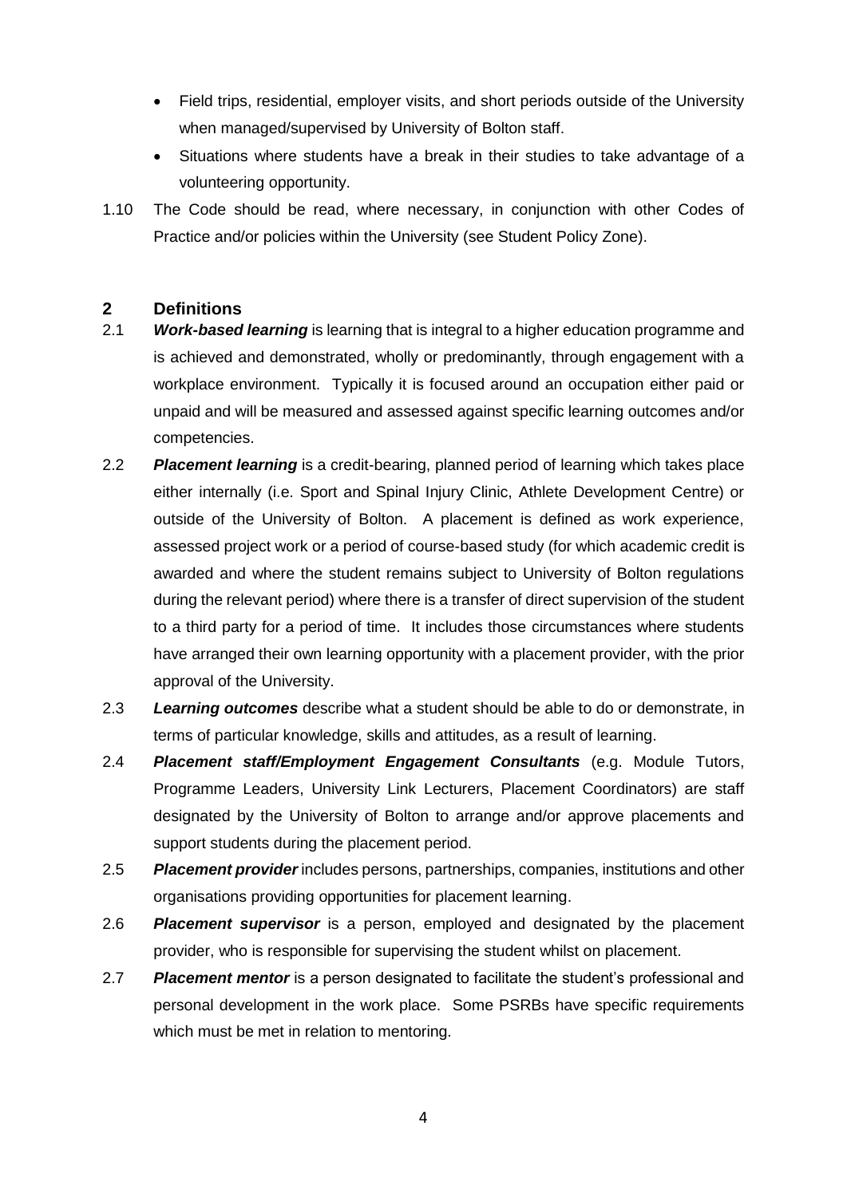- Field trips, residential, employer visits, and short periods outside of the University when managed/supervised by University of Bolton staff.
- Situations where students have a break in their studies to take advantage of a volunteering opportunity.

1.10 The Code should be read, where necessary, in conjunction with other Codes of Practice and/or policies within the University (see Student Policy Zone).

## 2 Definitions

2.1 ***Work-based learning*** is learning that is integral to a higher education programme and is achieved and demonstrated, wholly or predominantly, through engagement with a workplace environment. Typically it is focused around an occupation either paid or unpaid and will be measured and assessed against specific learning outcomes and/or competencies.

2.2 ***Placement learning*** is a credit-bearing, planned period of learning which takes place either internally (i.e. Sport and Spinal Injury Clinic, Athlete Development Centre) or outside of the University of Bolton. A placement is defined as work experience, assessed project work or a period of course-based study (for which academic credit is awarded and where the student remains subject to University of Bolton regulations during the relevant period) where there is a transfer of direct supervision of the student to a third party for a period of time. It includes those circumstances where students have arranged their own learning opportunity with a placement provider, with the prior approval of the University.

2.3 ***Learning outcomes*** describe what a student should be able to do or demonstrate, in terms of particular knowledge, skills and attitudes, as a result of learning.

2.4 ***Placement staff/Employment Engagement Consultants*** (e.g. Module Tutors, Programme Leaders, University Link Lecturers, Placement Coordinators) are staff designated by the University of Bolton to arrange and/or approve placements and support students during the placement period.

2.5 ***Placement provider*** includes persons, partnerships, companies, institutions and other organisations providing opportunities for placement learning.

2.6 ***Placement supervisor*** is a person, employed and designated by the placement provider, who is responsible for supervising the student whilst on placement.

2.7 ***Placement mentor*** is a person designated to facilitate the student's professional and personal development in the work place. Some PSRBs have specific requirements which must be met in relation to mentoring.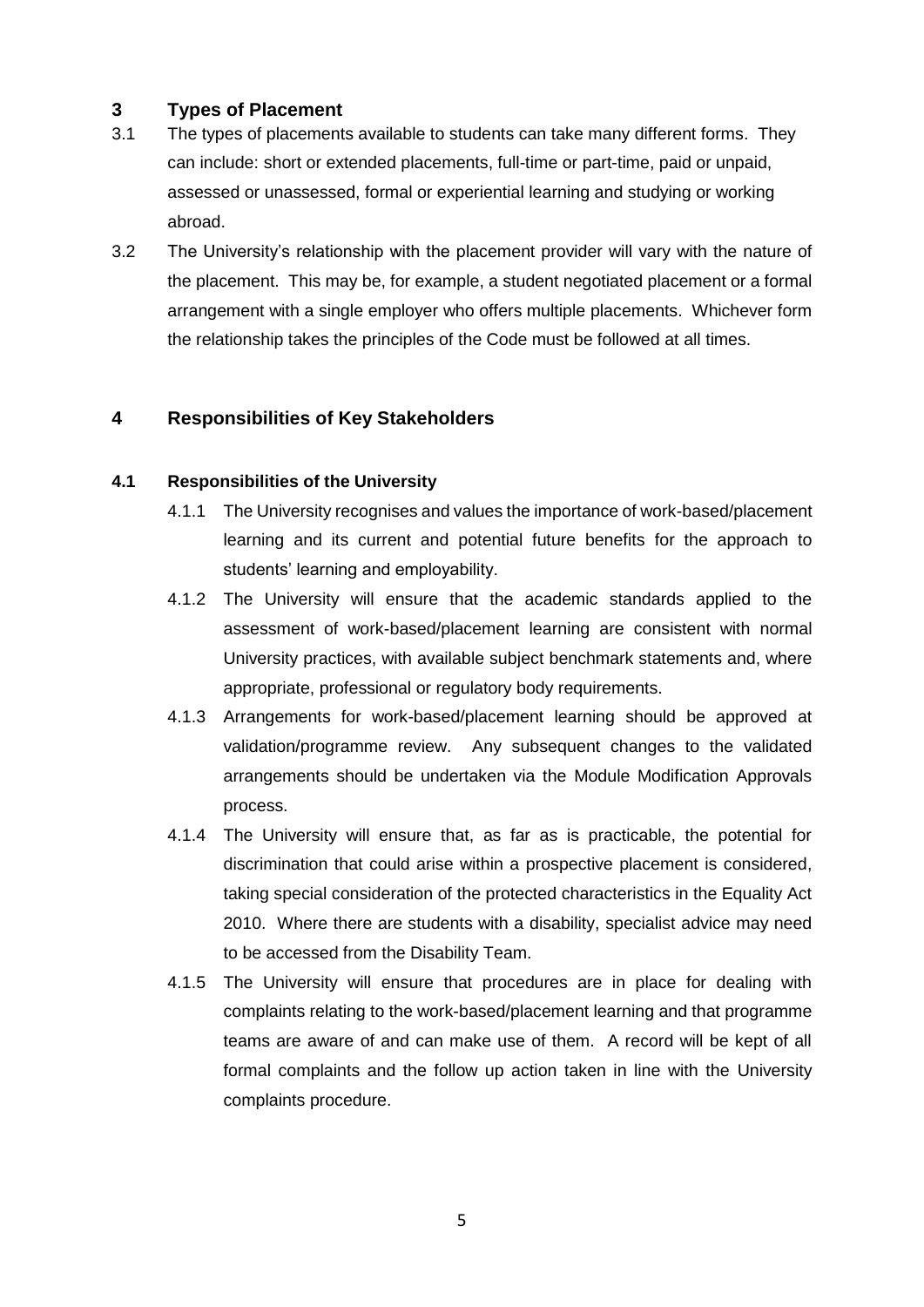## 3 Types of Placement

3.1 The types of placements available to students can take many different forms. They can include: short or extended placements, full-time or part-time, paid or unpaid, assessed or unassessed, formal or experiential learning and studying or working abroad.

3.2 The University's relationship with the placement provider will vary with the nature of the placement. This may be, for example, a student negotiated placement or a formal arrangement with a single employer who offers multiple placements. Whichever form the relationship takes the principles of the Code must be followed at all times.

## 4 Responsibilities of Key Stakeholders

### 4.1 Responsibilities of the University

4.1.1 The University recognises and values the importance of work-based/placement learning and its current and potential future benefits for the approach to students' learning and employability.

4.1.2 The University will ensure that the academic standards applied to the assessment of work-based/placement learning are consistent with normal University practices, with available subject benchmark statements and, where appropriate, professional or regulatory body requirements.

4.1.3 Arrangements for work-based/placement learning should be approved at validation/programme review. Any subsequent changes to the validated arrangements should be undertaken via the Module Modification Approvals process.

4.1.4 The University will ensure that, as far as is practicable, the potential for discrimination that could arise within a prospective placement is considered, taking special consideration of the protected characteristics in the Equality Act 2010. Where there are students with a disability, specialist advice may need to be accessed from the Disability Team.

4.1.5 The University will ensure that procedures are in place for dealing with complaints relating to the work-based/placement learning and that programme teams are aware of and can make use of them. A record will be kept of all formal complaints and the follow up action taken in line with the University complaints procedure.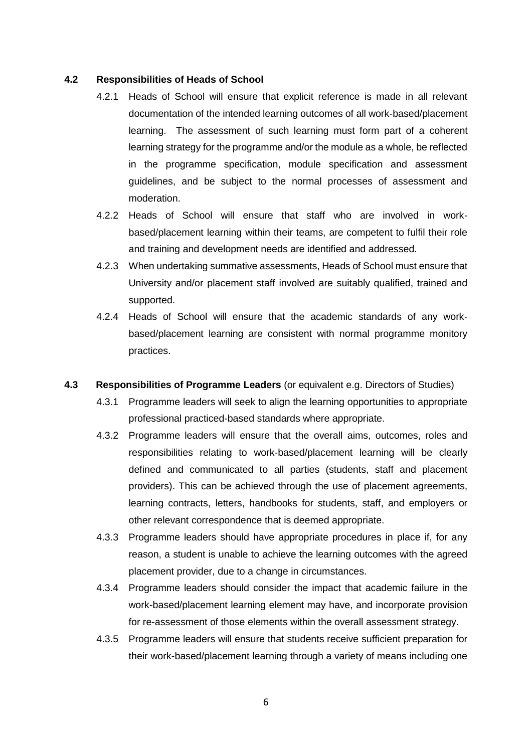### 4.2 Responsibilities of Heads of School

4.2.1 Heads of School will ensure that explicit reference is made in all relevant documentation of the intended learning outcomes of all work-based/placement learning. The assessment of such learning must form part of a coherent learning strategy for the programme and/or the module as a whole, be reflected in the programme specification, module specification and assessment guidelines, and be subject to the normal processes of assessment and moderation.

4.2.2 Heads of School will ensure that staff who are involved in work-based/placement learning within their teams, are competent to fulfil their role and training and development needs are identified and addressed.

4.2.3 When undertaking summative assessments, Heads of School must ensure that University and/or placement staff involved are suitably qualified, trained and supported.

4.2.4 Heads of School will ensure that the academic standards of any work-based/placement learning are consistent with normal programme monitory practices.

### 4.3 Responsibilities of Programme Leaders (or equivalent e.g. Directors of Studies)

4.3.1 Programme leaders will seek to align the learning opportunities to appropriate professional practiced-based standards where appropriate.

4.3.2 Programme leaders will ensure that the overall aims, outcomes, roles and responsibilities relating to work-based/placement learning will be clearly defined and communicated to all parties (students, staff and placement providers). This can be achieved through the use of placement agreements, learning contracts, letters, handbooks for students, staff, and employers or other relevant correspondence that is deemed appropriate.

4.3.3 Programme leaders should have appropriate procedures in place if, for any reason, a student is unable to achieve the learning outcomes with the agreed placement provider, due to a change in circumstances.

4.3.4 Programme leaders should consider the impact that academic failure in the work-based/placement learning element may have, and incorporate provision for re-assessment of those elements within the overall assessment strategy.

4.3.5 Programme leaders will ensure that students receive sufficient preparation for their work-based/placement learning through a variety of means including one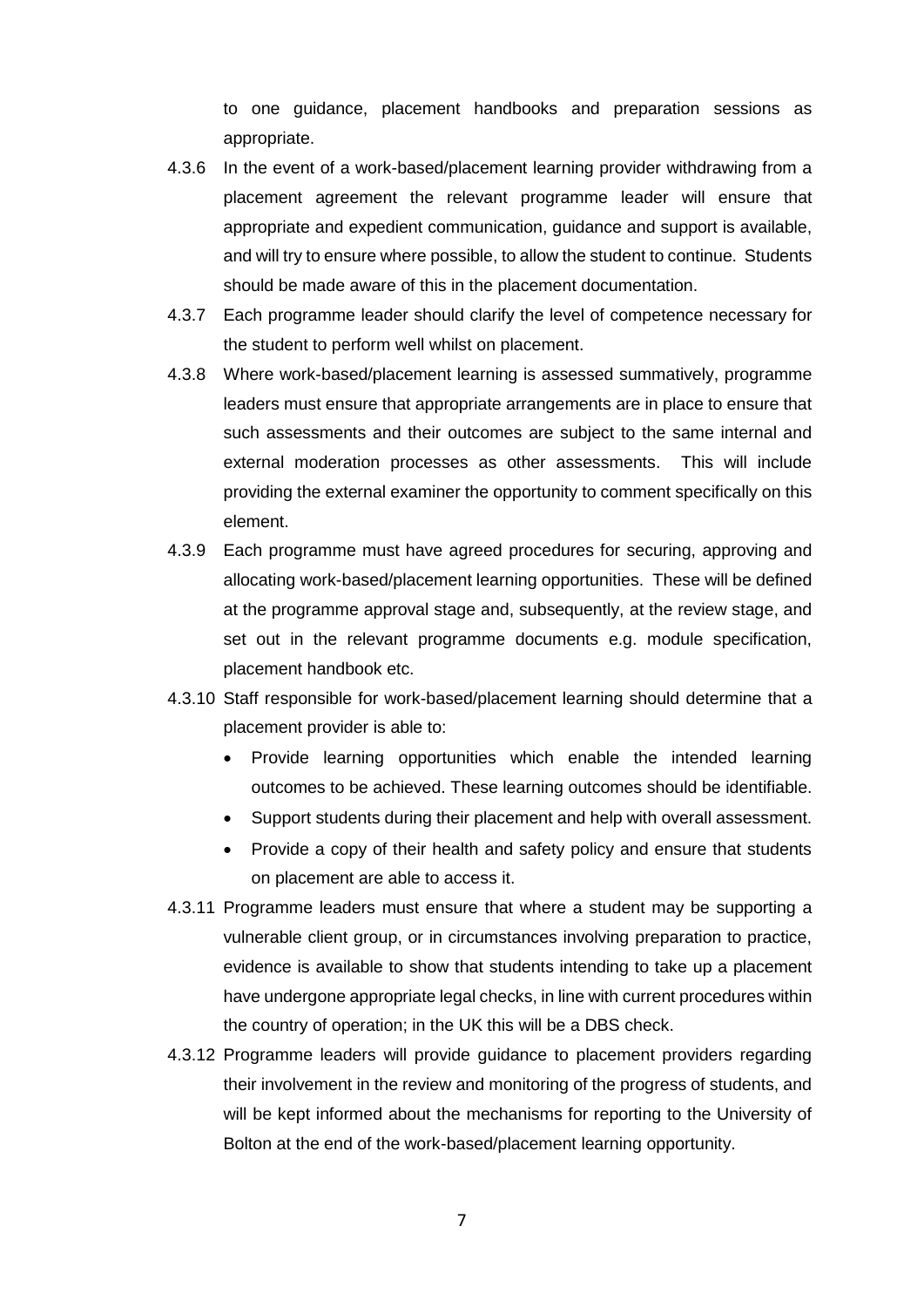to one guidance, placement handbooks and preparation sessions as appropriate.

4.3.6 In the event of a work-based/placement learning provider withdrawing from a placement agreement the relevant programme leader will ensure that appropriate and expedient communication, guidance and support is available, and will try to ensure where possible, to allow the student to continue. Students should be made aware of this in the placement documentation.

4.3.7 Each programme leader should clarify the level of competence necessary for the student to perform well whilst on placement.

4.3.8 Where work-based/placement learning is assessed summatively, programme leaders must ensure that appropriate arrangements are in place to ensure that such assessments and their outcomes are subject to the same internal and external moderation processes as other assessments. This will include providing the external examiner the opportunity to comment specifically on this element.

4.3.9 Each programme must have agreed procedures for securing, approving and allocating work-based/placement learning opportunities. These will be defined at the programme approval stage and, subsequently, at the review stage, and set out in the relevant programme documents e.g. module specification, placement handbook etc.

4.3.10 Staff responsible for work-based/placement learning should determine that a placement provider is able to:

- Provide learning opportunities which enable the intended learning outcomes to be achieved. These learning outcomes should be identifiable.
- Support students during their placement and help with overall assessment.
- Provide a copy of their health and safety policy and ensure that students on placement are able to access it.

4.3.11 Programme leaders must ensure that where a student may be supporting a vulnerable client group, or in circumstances involving preparation to practice, evidence is available to show that students intending to take up a placement have undergone appropriate legal checks, in line with current procedures within the country of operation; in the UK this will be a DBS check.

4.3.12 Programme leaders will provide guidance to placement providers regarding their involvement in the review and monitoring of the progress of students, and will be kept informed about the mechanisms for reporting to the University of Bolton at the end of the work-based/placement learning opportunity.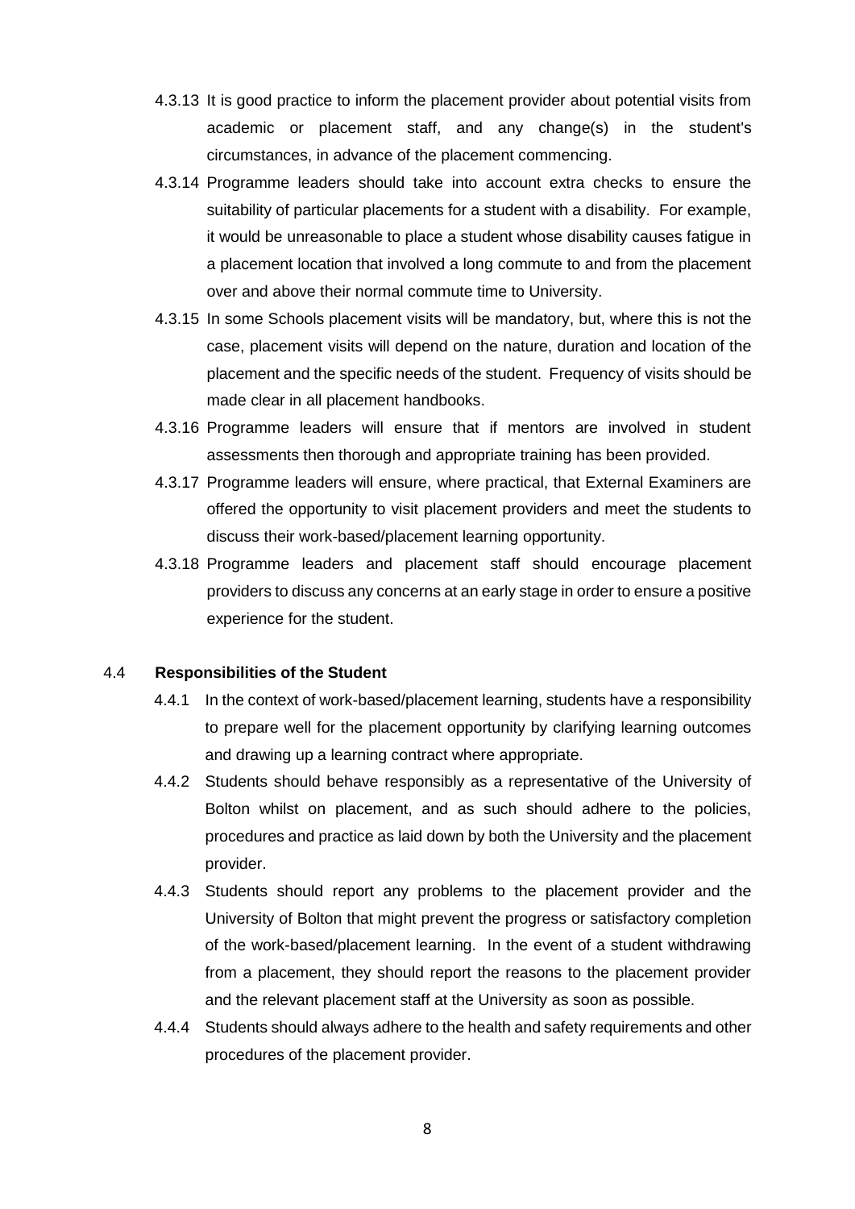4.3.13 It is good practice to inform the placement provider about potential visits from academic or placement staff, and any change(s) in the student's circumstances, in advance of the placement commencing.

4.3.14 Programme leaders should take into account extra checks to ensure the suitability of particular placements for a student with a disability. For example, it would be unreasonable to place a student whose disability causes fatigue in a placement location that involved a long commute to and from the placement over and above their normal commute time to University.

4.3.15 In some Schools placement visits will be mandatory, but, where this is not the case, placement visits will depend on the nature, duration and location of the placement and the specific needs of the student. Frequency of visits should be made clear in all placement handbooks.

4.3.16 Programme leaders will ensure that if mentors are involved in student assessments then thorough and appropriate training has been provided.

4.3.17 Programme leaders will ensure, where practical, that External Examiners are offered the opportunity to visit placement providers and meet the students to discuss their work-based/placement learning opportunity.

4.3.18 Programme leaders and placement staff should encourage placement providers to discuss any concerns at an early stage in order to ensure a positive experience for the student.

### 4.4 **Responsibilities of the Student**

4.4.1 In the context of work-based/placement learning, students have a responsibility to prepare well for the placement opportunity by clarifying learning outcomes and drawing up a learning contract where appropriate.

4.4.2 Students should behave responsibly as a representative of the University of Bolton whilst on placement, and as such should adhere to the policies, procedures and practice as laid down by both the University and the placement provider.

4.4.3 Students should report any problems to the placement provider and the University of Bolton that might prevent the progress or satisfactory completion of the work-based/placement learning. In the event of a student withdrawing from a placement, they should report the reasons to the placement provider and the relevant placement staff at the University as soon as possible.

4.4.4 Students should always adhere to the health and safety requirements and other procedures of the placement provider.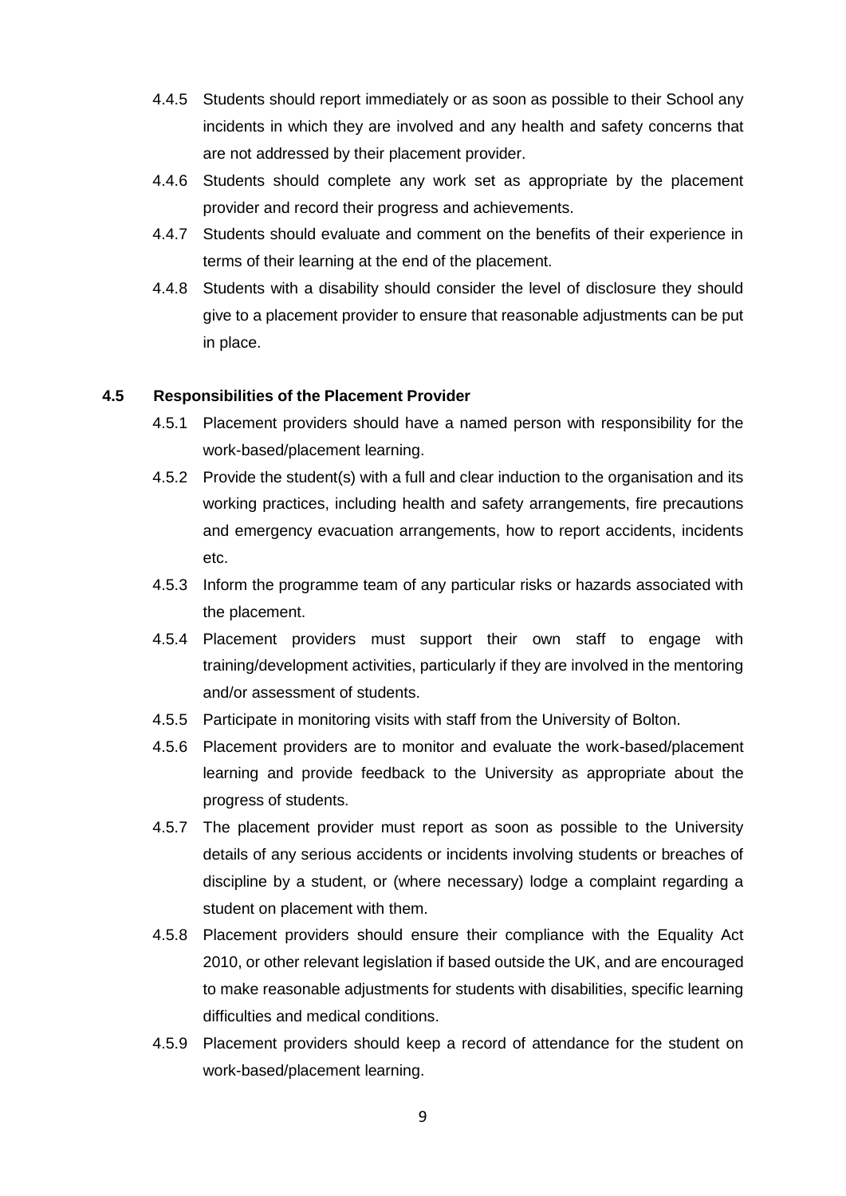4.4.5 Students should report immediately or as soon as possible to their School any incidents in which they are involved and any health and safety concerns that are not addressed by their placement provider.

4.4.6 Students should complete any work set as appropriate by the placement provider and record their progress and achievements.

4.4.7 Students should evaluate and comment on the benefits of their experience in terms of their learning at the end of the placement.

4.4.8 Students with a disability should consider the level of disclosure they should give to a placement provider to ensure that reasonable adjustments can be put in place.

### 4.5 Responsibilities of the Placement Provider

4.5.1 Placement providers should have a named person with responsibility for the work-based/placement learning.

4.5.2 Provide the student(s) with a full and clear induction to the organisation and its working practices, including health and safety arrangements, fire precautions and emergency evacuation arrangements, how to report accidents, incidents etc.

4.5.3 Inform the programme team of any particular risks or hazards associated with the placement.

4.5.4 Placement providers must support their own staff to engage with training/development activities, particularly if they are involved in the mentoring and/or assessment of students.

4.5.5 Participate in monitoring visits with staff from the University of Bolton.

4.5.6 Placement providers are to monitor and evaluate the work-based/placement learning and provide feedback to the University as appropriate about the progress of students.

4.5.7 The placement provider must report as soon as possible to the University details of any serious accidents or incidents involving students or breaches of discipline by a student, or (where necessary) lodge a complaint regarding a student on placement with them.

4.5.8 Placement providers should ensure their compliance with the Equality Act 2010, or other relevant legislation if based outside the UK, and are encouraged to make reasonable adjustments for students with disabilities, specific learning difficulties and medical conditions.

4.5.9 Placement providers should keep a record of attendance for the student on work-based/placement learning.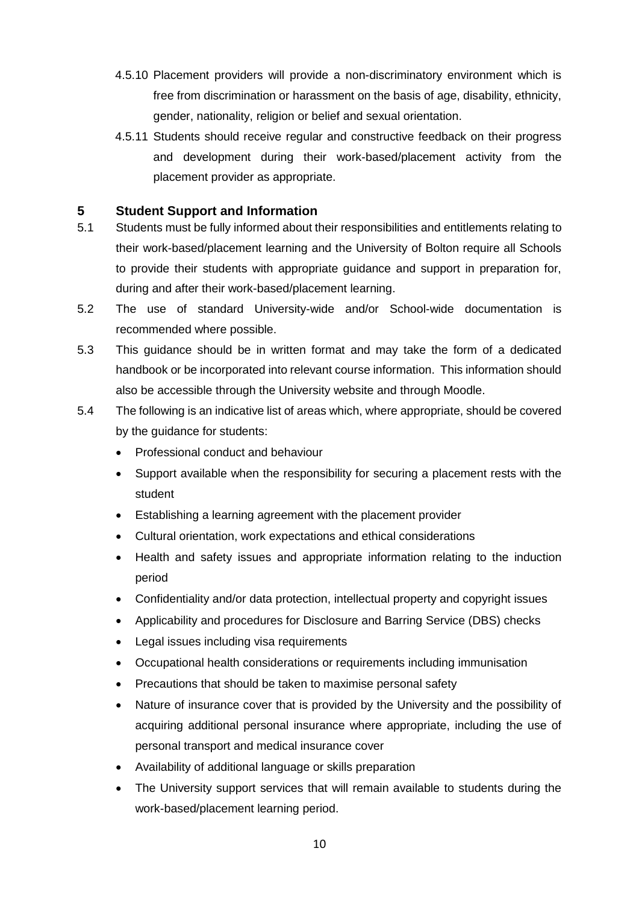4.5.10 Placement providers will provide a non-discriminatory environment which is free from discrimination or harassment on the basis of age, disability, ethnicity, gender, nationality, religion or belief and sexual orientation.

4.5.11 Students should receive regular and constructive feedback on their progress and development during their work-based/placement activity from the placement provider as appropriate.

## 5 Student Support and Information

5.1 Students must be fully informed about their responsibilities and entitlements relating to their work-based/placement learning and the University of Bolton require all Schools to provide their students with appropriate guidance and support in preparation for, during and after their work-based/placement learning.

5.2 The use of standard University-wide and/or School-wide documentation is recommended where possible.

5.3 This guidance should be in written format and may take the form of a dedicated handbook or be incorporated into relevant course information. This information should also be accessible through the University website and through Moodle.

5.4 The following is an indicative list of areas which, where appropriate, should be covered by the guidance for students:

- Professional conduct and behaviour
- Support available when the responsibility for securing a placement rests with the student
- Establishing a learning agreement with the placement provider
- Cultural orientation, work expectations and ethical considerations
- Health and safety issues and appropriate information relating to the induction period
- Confidentiality and/or data protection, intellectual property and copyright issues
- Applicability and procedures for Disclosure and Barring Service (DBS) checks
- Legal issues including visa requirements
- Occupational health considerations or requirements including immunisation
- Precautions that should be taken to maximise personal safety
- Nature of insurance cover that is provided by the University and the possibility of acquiring additional personal insurance where appropriate, including the use of personal transport and medical insurance cover
- Availability of additional language or skills preparation
- The University support services that will remain available to students during the work-based/placement learning period.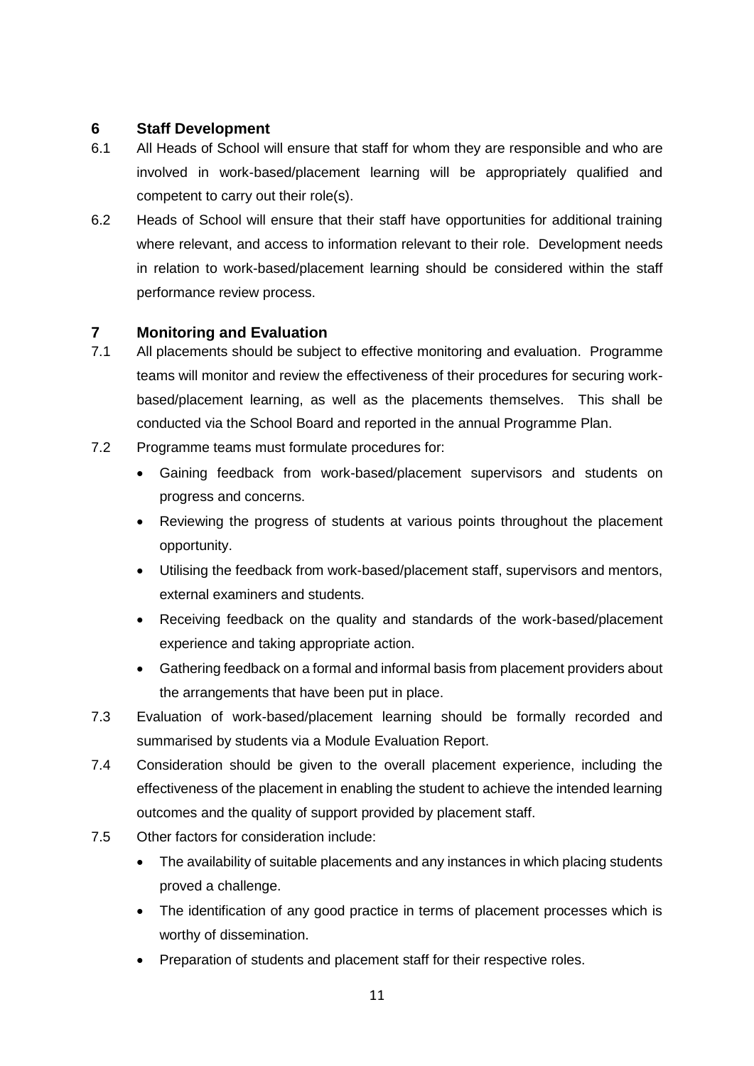## 6 Staff Development

6.1 All Heads of School will ensure that staff for whom they are responsible and who are involved in work-based/placement learning will be appropriately qualified and competent to carry out their role(s).

6.2 Heads of School will ensure that their staff have opportunities for additional training where relevant, and access to information relevant to their role. Development needs in relation to work-based/placement learning should be considered within the staff performance review process.

## 7 Monitoring and Evaluation

7.1 All placements should be subject to effective monitoring and evaluation. Programme teams will monitor and review the effectiveness of their procedures for securing work-based/placement learning, as well as the placements themselves. This shall be conducted via the School Board and reported in the annual Programme Plan.

7.2 Programme teams must formulate procedures for:

- Gaining feedback from work-based/placement supervisors and students on progress and concerns.
- Reviewing the progress of students at various points throughout the placement opportunity.
- Utilising the feedback from work-based/placement staff, supervisors and mentors, external examiners and students.
- Receiving feedback on the quality and standards of the work-based/placement experience and taking appropriate action.
- Gathering feedback on a formal and informal basis from placement providers about the arrangements that have been put in place.

7.3 Evaluation of work-based/placement learning should be formally recorded and summarised by students via a Module Evaluation Report.

7.4 Consideration should be given to the overall placement experience, including the effectiveness of the placement in enabling the student to achieve the intended learning outcomes and the quality of support provided by placement staff.

7.5 Other factors for consideration include:

- The availability of suitable placements and any instances in which placing students proved a challenge.
- The identification of any good practice in terms of placement processes which is worthy of dissemination.
- Preparation of students and placement staff for their respective roles.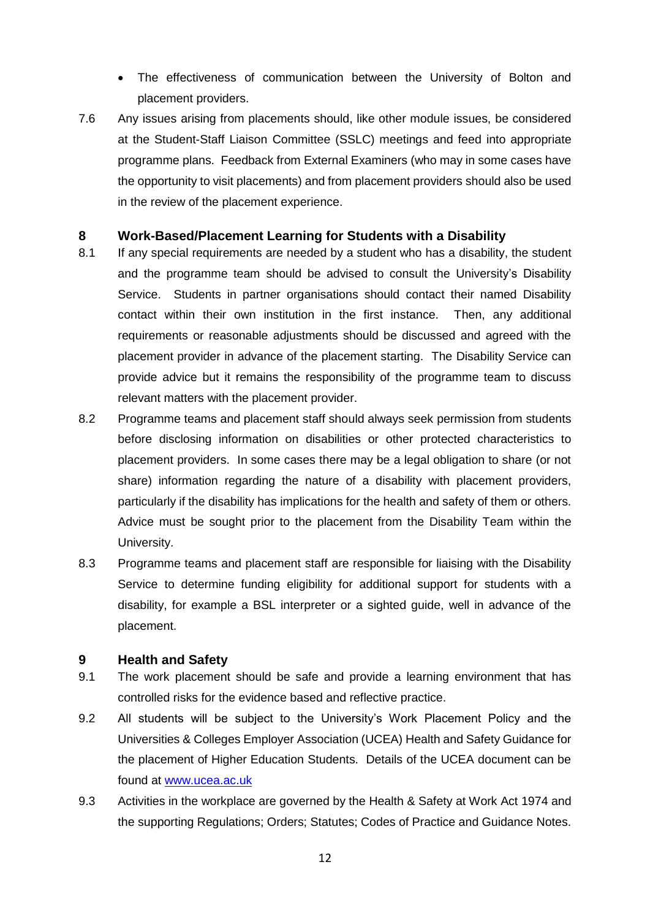- The effectiveness of communication between the University of Bolton and placement providers.

7.6 Any issues arising from placements should, like other module issues, be considered at the Student-Staff Liaison Committee (SSLC) meetings and feed into appropriate programme plans. Feedback from External Examiners (who may in some cases have the opportunity to visit placements) and from placement providers should also be used in the review of the placement experience.

## 8 Work-Based/Placement Learning for Students with a Disability

8.1 If any special requirements are needed by a student who has a disability, the student and the programme team should be advised to consult the University's Disability Service. Students in partner organisations should contact their named Disability contact within their own institution in the first instance. Then, any additional requirements or reasonable adjustments should be discussed and agreed with the placement provider in advance of the placement starting. The Disability Service can provide advice but it remains the responsibility of the programme team to discuss relevant matters with the placement provider.

8.2 Programme teams and placement staff should always seek permission from students before disclosing information on disabilities or other protected characteristics to placement providers. In some cases there may be a legal obligation to share (or not share) information regarding the nature of a disability with placement providers, particularly if the disability has implications for the health and safety of them or others. Advice must be sought prior to the placement from the Disability Team within the University.

8.3 Programme teams and placement staff are responsible for liaising with the Disability Service to determine funding eligibility for additional support for students with a disability, for example a BSL interpreter or a sighted guide, well in advance of the placement.

## 9 Health and Safety

9.1 The work placement should be safe and provide a learning environment that has controlled risks for the evidence based and reflective practice.

9.2 All students will be subject to the University's Work Placement Policy and the Universities & Colleges Employer Association (UCEA) Health and Safety Guidance for the placement of Higher Education Students. Details of the UCEA document can be found at www.ucea.ac.uk

9.3 Activities in the workplace are governed by the Health & Safety at Work Act 1974 and the supporting Regulations; Orders; Statutes; Codes of Practice and Guidance Notes.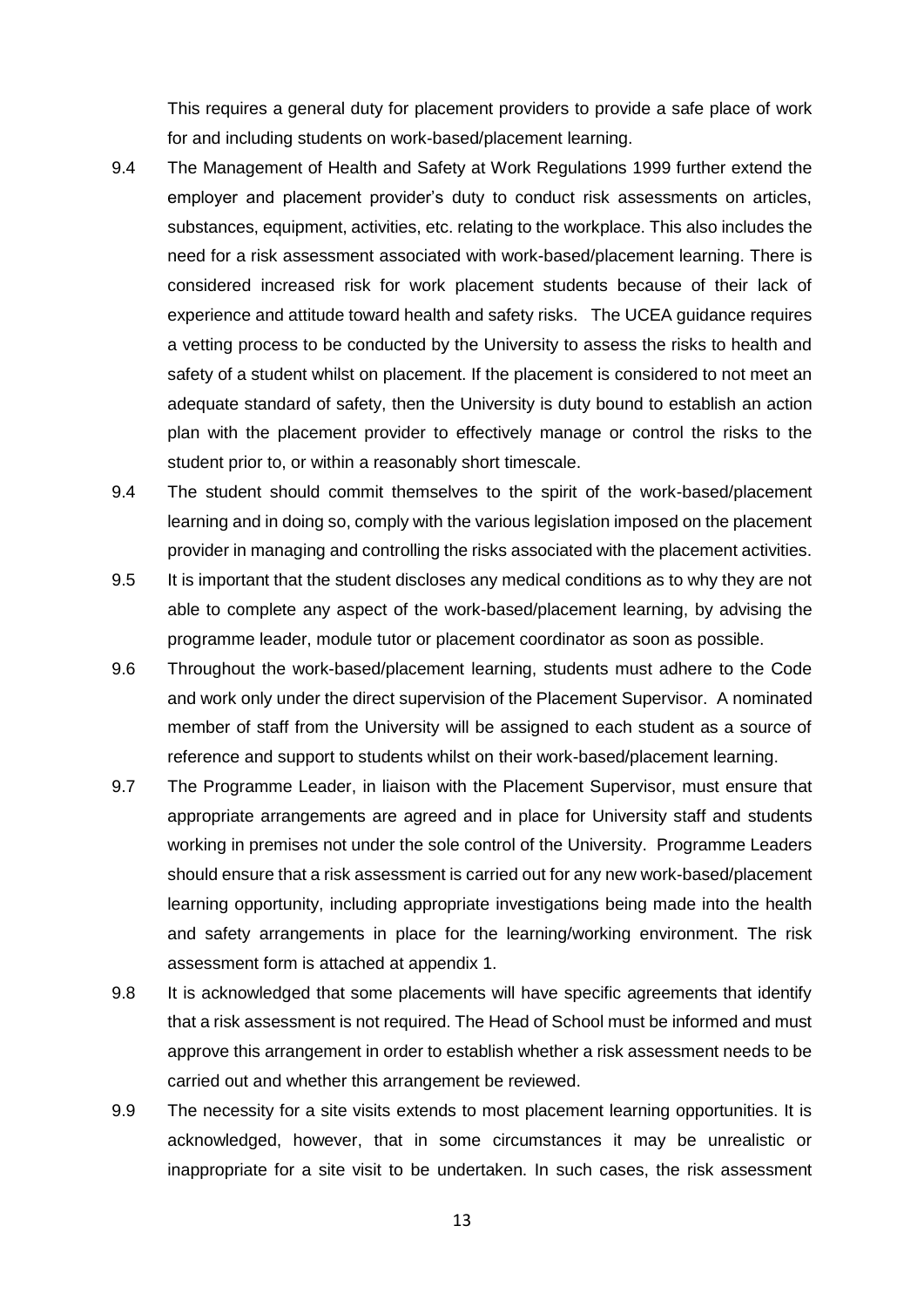This requires a general duty for placement providers to provide a safe place of work for and including students on work-based/placement learning.

9.4 The Management of Health and Safety at Work Regulations 1999 further extend the employer and placement provider's duty to conduct risk assessments on articles, substances, equipment, activities, etc. relating to the workplace. This also includes the need for a risk assessment associated with work-based/placement learning. There is considered increased risk for work placement students because of their lack of experience and attitude toward health and safety risks. The UCEA guidance requires a vetting process to be conducted by the University to assess the risks to health and safety of a student whilst on placement. If the placement is considered to not meet an adequate standard of safety, then the University is duty bound to establish an action plan with the placement provider to effectively manage or control the risks to the student prior to, or within a reasonably short timescale.

9.4 The student should commit themselves to the spirit of the work-based/placement learning and in doing so, comply with the various legislation imposed on the placement provider in managing and controlling the risks associated with the placement activities.

9.5 It is important that the student discloses any medical conditions as to why they are not able to complete any aspect of the work-based/placement learning, by advising the programme leader, module tutor or placement coordinator as soon as possible.

9.6 Throughout the work-based/placement learning, students must adhere to the Code and work only under the direct supervision of the Placement Supervisor. A nominated member of staff from the University will be assigned to each student as a source of reference and support to students whilst on their work-based/placement learning.

9.7 The Programme Leader, in liaison with the Placement Supervisor, must ensure that appropriate arrangements are agreed and in place for University staff and students working in premises not under the sole control of the University. Programme Leaders should ensure that a risk assessment is carried out for any new work-based/placement learning opportunity, including appropriate investigations being made into the health and safety arrangements in place for the learning/working environment. The risk assessment form is attached at appendix 1.

9.8 It is acknowledged that some placements will have specific agreements that identify that a risk assessment is not required. The Head of School must be informed and must approve this arrangement in order to establish whether a risk assessment needs to be carried out and whether this arrangement be reviewed.

9.9 The necessity for a site visits extends to most placement learning opportunities. It is acknowledged, however, that in some circumstances it may be unrealistic or inappropriate for a site visit to be undertaken. In such cases, the risk assessment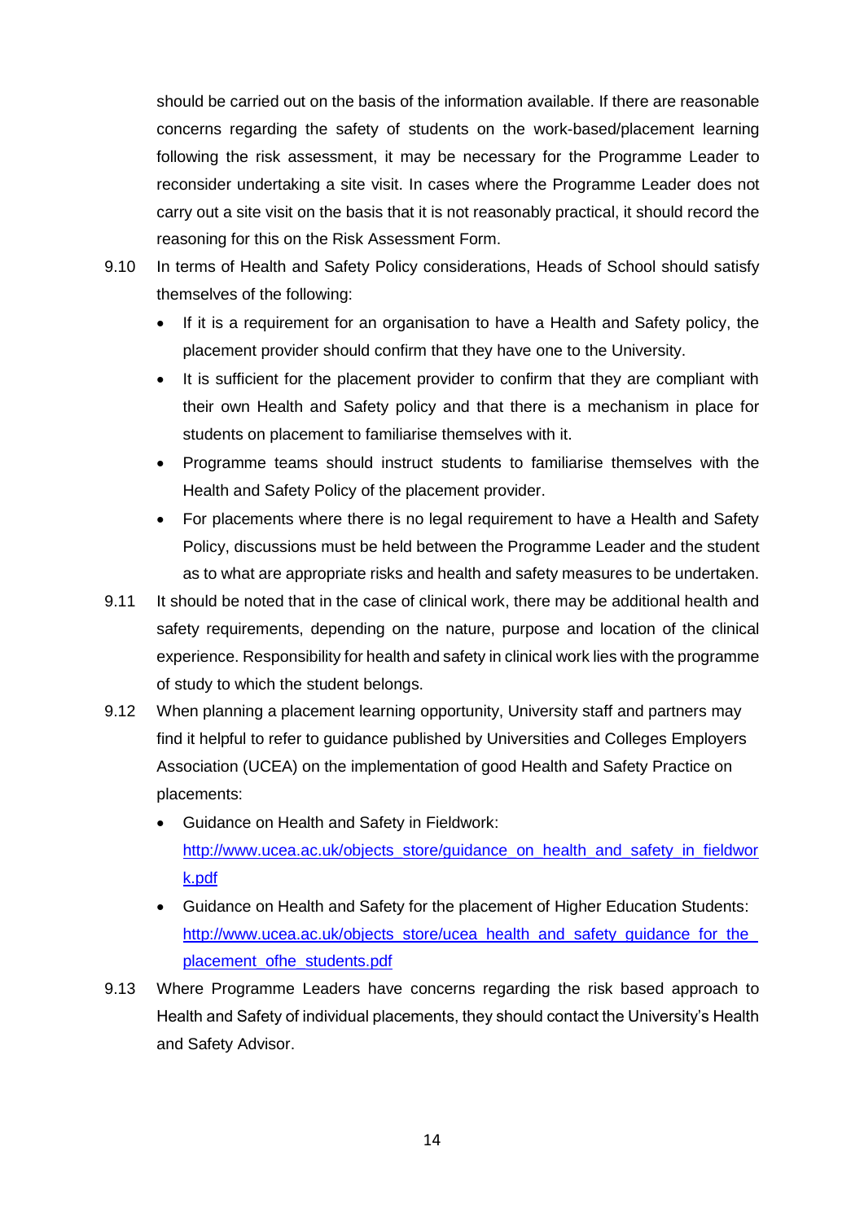should be carried out on the basis of the information available. If there are reasonable concerns regarding the safety of students on the work-based/placement learning following the risk assessment, it may be necessary for the Programme Leader to reconsider undertaking a site visit. In cases where the Programme Leader does not carry out a site visit on the basis that it is not reasonably practical, it should record the reasoning for this on the Risk Assessment Form.

9.10 In terms of Health and Safety Policy considerations, Heads of School should satisfy themselves of the following:

- If it is a requirement for an organisation to have a Health and Safety policy, the placement provider should confirm that they have one to the University.
- It is sufficient for the placement provider to confirm that they are compliant with their own Health and Safety policy and that there is a mechanism in place for students on placement to familiarise themselves with it.
- Programme teams should instruct students to familiarise themselves with the Health and Safety Policy of the placement provider.
- For placements where there is no legal requirement to have a Health and Safety Policy, discussions must be held between the Programme Leader and the student as to what are appropriate risks and health and safety measures to be undertaken.

9.11 It should be noted that in the case of clinical work, there may be additional health and safety requirements, depending on the nature, purpose and location of the clinical experience. Responsibility for health and safety in clinical work lies with the programme of study to which the student belongs.

9.12 When planning a placement learning opportunity, University staff and partners may find it helpful to refer to guidance published by Universities and Colleges Employers Association (UCEA) on the implementation of good Health and Safety Practice on placements:

- Guidance on Health and Safety in Fieldwork: http://www.ucea.ac.uk/objects_store/guidance_on_health_and_safety_in_fieldwork.pdf
- Guidance on Health and Safety for the placement of Higher Education Students: http://www.ucea.ac.uk/objects_store/ucea_health_and_safety_guidance_for_the_placement_ofhe_students.pdf

9.13 Where Programme Leaders have concerns regarding the risk based approach to Health and Safety of individual placements, they should contact the University's Health and Safety Advisor.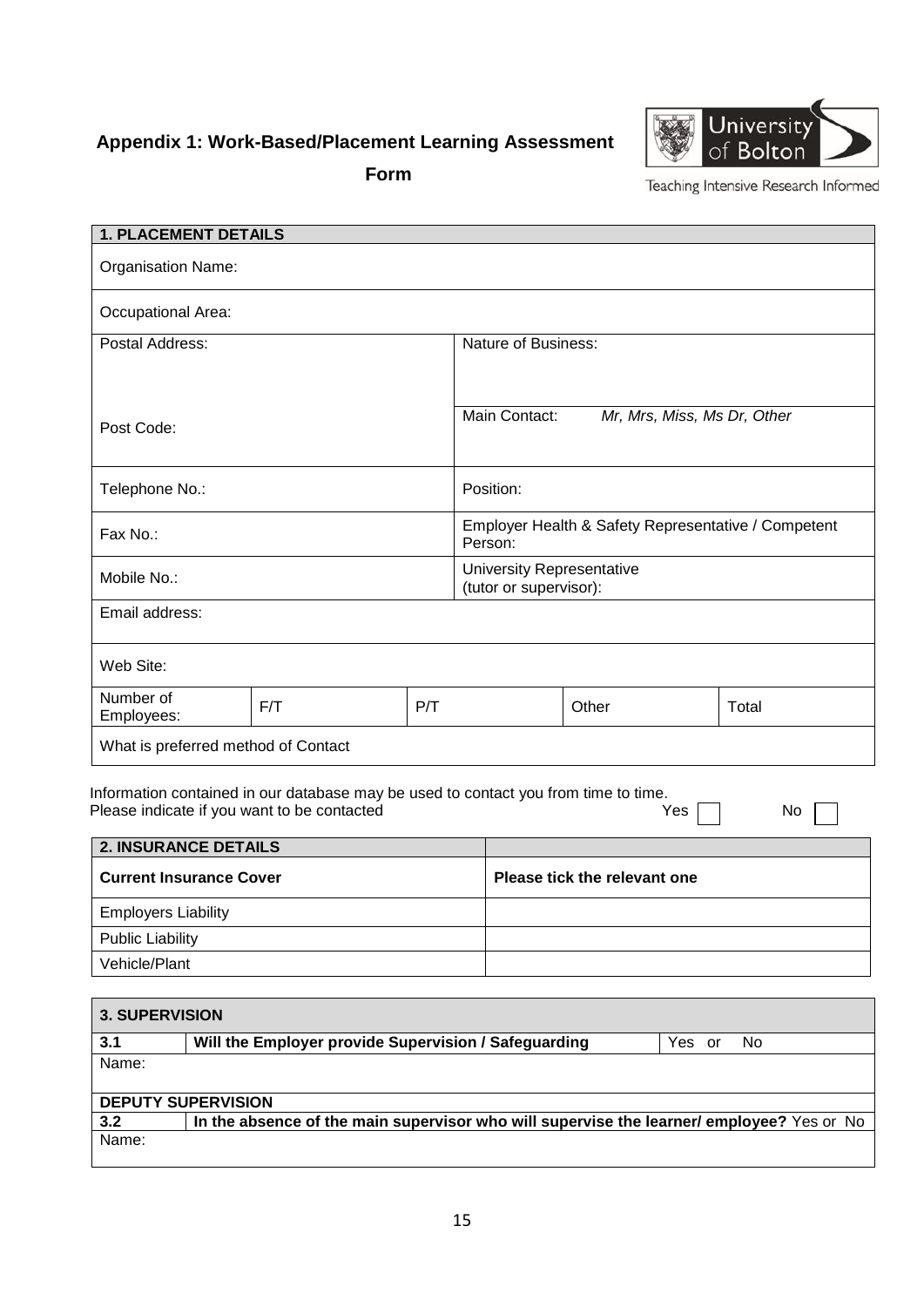## Appendix 1: Work-Based/Placement Learning Assessment Form

University of Bolton
Teaching Intensive Research Informed

| **1. PLACEMENT DETAILS** | | | | |
|---|---|---|---|---|
| Organisation Name: | | | | |
| Occupational Area: | | | | |
| Postal Address: | | | Nature of Business: | |
| Post Code: | | | Main Contact: *Mr, Mrs, Miss, Ms Dr, Other* | |
| Telephone No.: | | | Position: | |
| Fax No.: | | | Employer Health & Safety Representative / Competent Person: | |
| Mobile No.: | | | University Representative (tutor or supervisor): | |
| Email address: | | | | |
| Web Site: | | | | |
| Number of Employees: | F/T | P/T | Other | Total |
| What is preferred method of Contact | | | | |

Information contained in our database may be used to contact you from time to time.
Please indicate if you want to be contacted Yes ☐ No ☐

| **2. INSURANCE DETAILS** | |
|---|---|
| **Current Insurance Cover** | **Please tick the relevant one** |
| Employers Liability | |
| Public Liability | |
| Vehicle/Plant | |

| **3. SUPERVISION** | | |
|---|---|---|
| **3.1** | **Will the Employer provide Supervision / Safeguarding** | Yes or No |
| Name: | | |
| **DEPUTY SUPERVISION** | | |
| **3.2** | **In the absence of the main supervisor who will supervise the learner/ employee?** Yes or No | |
| Name: | | |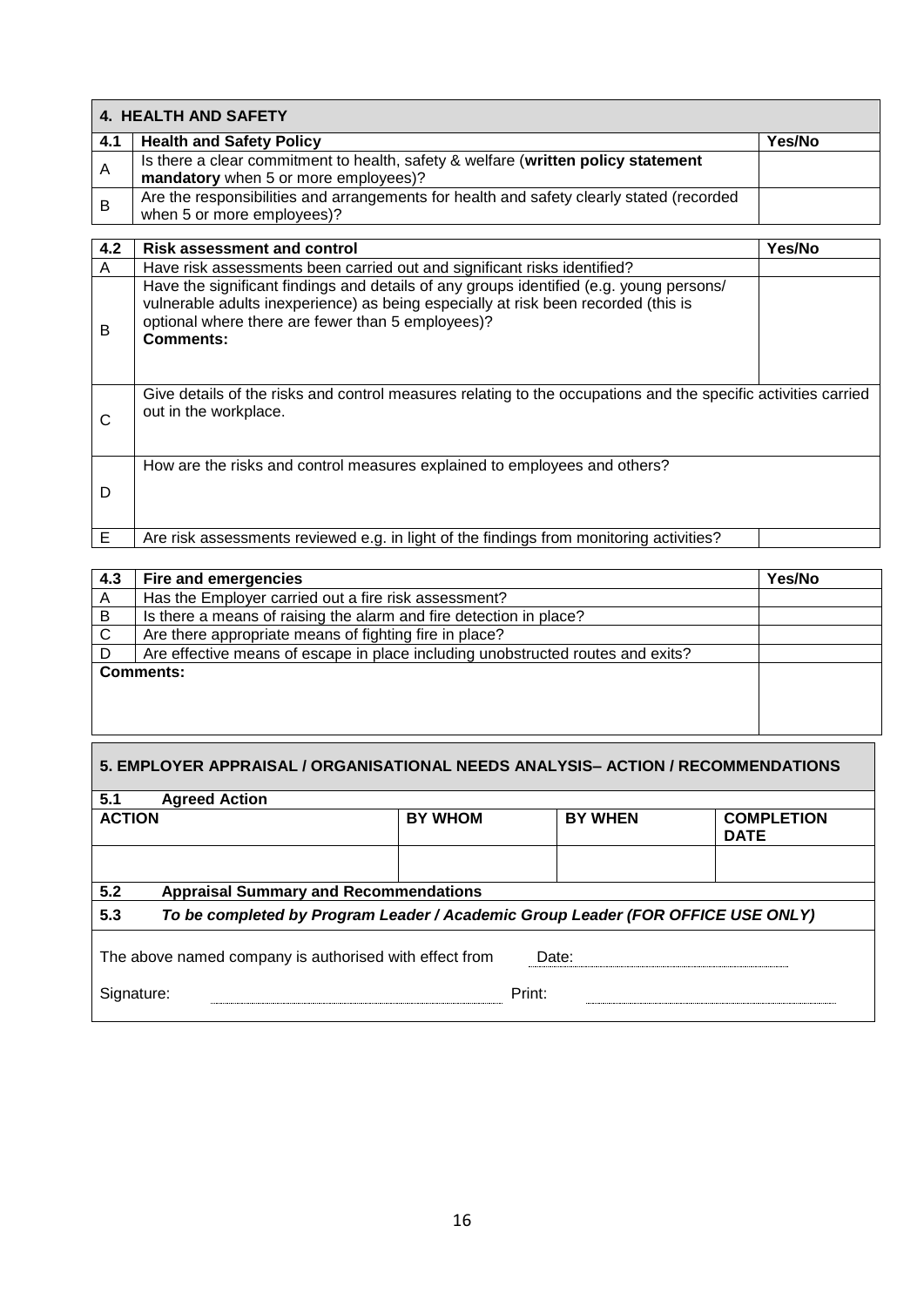| **4. HEALTH AND SAFETY** | | |
|---|---|---|
| **4.1** | **Health and Safety Policy** | **Yes/No** |
| A | Is there a clear commitment to health, safety & welfare (**written policy statement mandatory** when 5 or more employees)? | |
| B | Are the responsibilities and arrangements for health and safety clearly stated (recorded when 5 or more employees)? | |

| **4.2** | **Risk assessment and control** | **Yes/No** |
|---|---|---|
| A | Have risk assessments been carried out and significant risks identified? | |
| B | Have the significant findings and details of any groups identified (e.g. young persons/ vulnerable adults inexperience) as being especially at risk been recorded (this is optional where there are fewer than 5 employees)?<br>**Comments:** | |
| C | Give details of the risks and control measures relating to the occupations and the specific activities carried out in the workplace. | |
| D | How are the risks and control measures explained to employees and others? | |
| E | Are risk assessments reviewed e.g. in light of the findings from monitoring activities? | |

| **4.3** | **Fire and emergencies** | **Yes/No** |
|---|---|---|
| A | Has the Employer carried out a fire risk assessment? | |
| B | Is there a means of raising the alarm and fire detection in place? | |
| C | Are there appropriate means of fighting fire in place? | |
| D | Are effective means of escape in place including unobstructed routes and exits? | |
| **Comments:** | | |

## 5. EMPLOYER APPRAISAL / ORGANISATIONAL NEEDS ANALYSIS– ACTION / RECOMMENDATIONS

**5.1 Agreed Action**

| **ACTION** | **BY WHOM** | **BY WHEN** | **COMPLETION DATE** |
|---|---|---|---|
| | | | |

**5.2 Appraisal Summary and Recommendations**

**5.3** ***To be completed by Program Leader / Academic Group Leader (FOR OFFICE USE ONLY)***

The above named company is authorised with effect from Date: ..........................................

Signature: .......................................................... Print: ..........................................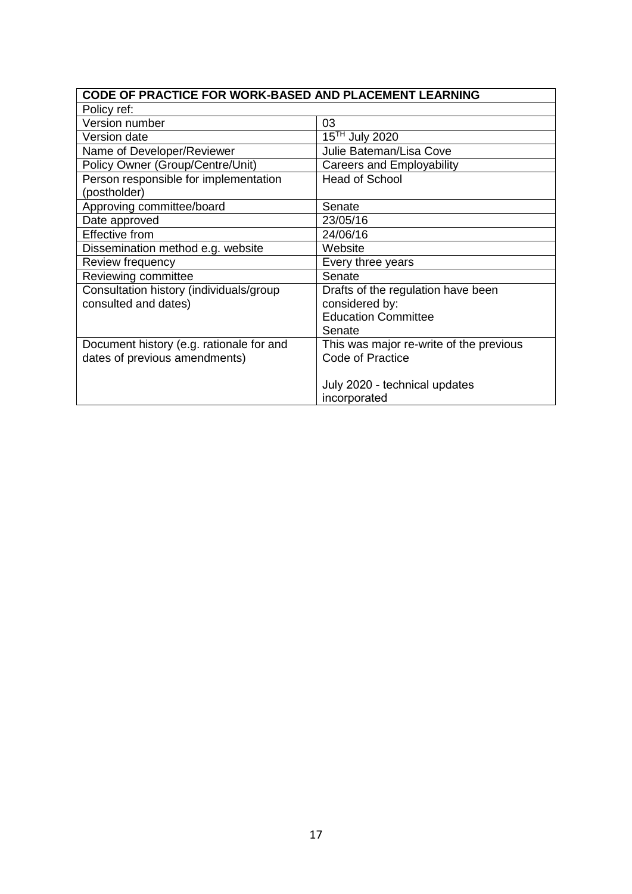| CODE OF PRACTICE FOR WORK-BASED AND PLACEMENT LEARNING | |
|---|---|
| Policy ref: | |
| Version number | 03 |
| Version date | 15TH July 2020 |
| Name of Developer/Reviewer | Julie Bateman/Lisa Cove |
| Policy Owner (Group/Centre/Unit) | Careers and Employability |
| Person responsible for implementation (postholder) | Head of School |
| Approving committee/board | Senate |
| Date approved | 23/05/16 |
| Effective from | 24/06/16 |
| Dissemination method e.g. website | Website |
| Review frequency | Every three years |
| Reviewing committee | Senate |
| Consultation history (individuals/group consulted and dates) | Drafts of the regulation have been considered by:<br>Education Committee<br>Senate |
| Document history (e.g. rationale for and dates of previous amendments) | This was major re-write of the previous Code of Practice<br><br>July 2020 - technical updates incorporated |